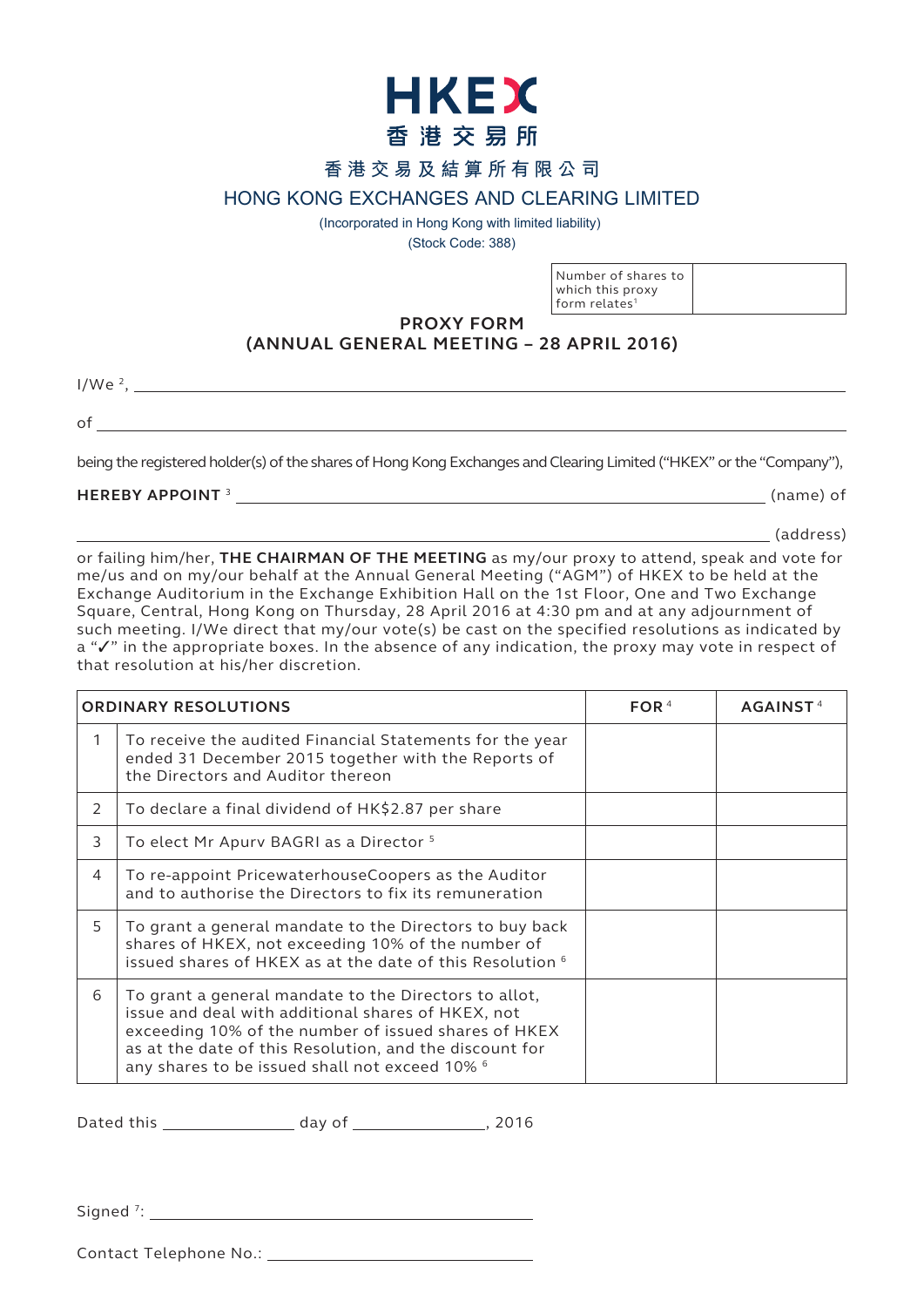# HKEX
香港交易所

香港交易及結算所有限公司

HONG KONG EXCHANGES AND CLEARING LIMITED

(Incorporated in Hong Kong with limited liability)

(Stock Code: 388)

| Number of shares to which this proxy form relates[1] | |
|---|---|

## PROXY FORM
## (ANNUAL GENERAL MEETING – 28 APRIL 2016)

I/We [2], ______________________________________________________________

of ______________________________________________________________

being the registered holder(s) of the shares of Hong Kong Exchanges and Clearing Limited ("HKEX" or the "Company"),

**HEREBY APPOINT** [3] ______________________________________________ (name) of

______________________________________________________________ (address)

or failing him/her, **THE CHAIRMAN OF THE MEETING** as my/our proxy to attend, speak and vote for me/us and on my/our behalf at the Annual General Meeting ("AGM") of HKEX to be held at the Exchange Auditorium in the Exchange Exhibition Hall on the 1st Floor, One and Two Exchange Square, Central, Hong Kong on Thursday, 28 April 2016 at 4:30 pm and at any adjournment of such meeting. I/We direct that my/our vote(s) be cast on the specified resolutions as indicated by a "✓" in the appropriate boxes. In the absence of any indication, the proxy may vote in respect of that resolution at his/her discretion.

| ORDINARY RESOLUTIONS | | FOR [4] | AGAINST [4] |
|---|---|---|---|
| 1 | To receive the audited Financial Statements for the year ended 31 December 2015 together with the Reports of the Directors and Auditor thereon | | |
| 2 | To declare a final dividend of HK$2.87 per share | | |
| 3 | To elect Mr Apurv BAGRI as a Director [5] | | |
| 4 | To re-appoint PricewaterhouseCoopers as the Auditor and to authorise the Directors to fix its remuneration | | |
| 5 | To grant a general mandate to the Directors to buy back shares of HKEX, not exceeding 10% of the number of issued shares of HKEX as at the date of this Resolution [6] | | |
| 6 | To grant a general mandate to the Directors to allot, issue and deal with additional shares of HKEX, not exceeding 10% of the number of issued shares of HKEX as at the date of this Resolution, and the discount for any shares to be issued shall not exceed 10% [6] | | |

Dated this ______________ day of ______________, 2016

Signed [7]: ________________________________________

Contact Telephone No.: ________________________________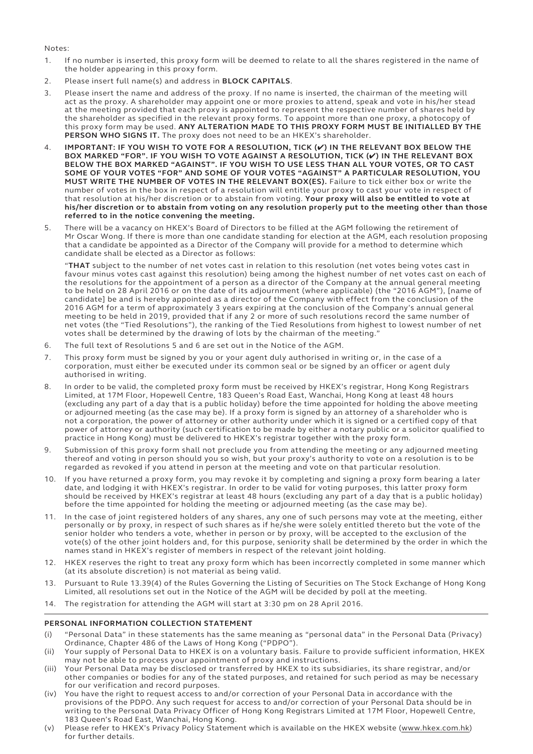Notes:

1. If no number is inserted, this proxy form will be deemed to relate to all the shares registered in the name of the holder appearing in this proxy form.
2. Please insert full name(s) and address in **BLOCK CAPITALS**.
3. Please insert the name and address of the proxy. If no name is inserted, the chairman of the meeting will act as the proxy. A shareholder may appoint one or more proxies to attend, speak and vote in his/her stead at the meeting provided that each proxy is appointed to represent the respective number of shares held by the shareholder as specified in the relevant proxy forms. To appoint more than one proxy, a photocopy of this proxy form may be used. **ANY ALTERATION MADE TO THIS PROXY FORM MUST BE INITIALLED BY THE PERSON WHO SIGNS IT.** The proxy does not need to be an HKEX's shareholder.
4. **IMPORTANT: IF YOU WISH TO VOTE FOR A RESOLUTION, TICK (✔) IN THE RELEVANT BOX BELOW THE BOX MARKED "FOR". IF YOU WISH TO VOTE AGAINST A RESOLUTION, TICK (✔) IN THE RELEVANT BOX BELOW THE BOX MARKED "AGAINST". IF YOU WISH TO USE LESS THAN ALL YOUR VOTES, OR TO CAST SOME OF YOUR VOTES "FOR" AND SOME OF YOUR VOTES "AGAINST" A PARTICULAR RESOLUTION, YOU MUST WRITE THE NUMBER OF VOTES IN THE RELEVANT BOX(ES).** Failure to tick either box or write the number of votes in the box in respect of a resolution will entitle your proxy to cast your vote in respect of that resolution at his/her discretion or to abstain from voting. **Your proxy will also be entitled to vote at his/her discretion or to abstain from voting on any resolution properly put to the meeting other than those referred to in the notice convening the meeting.**
5. There will be a vacancy on HKEX's Board of Directors to be filled at the AGM following the retirement of Mr Oscar Wong. If there is more than one candidate standing for election at the AGM, each resolution proposing that a candidate be appointed as a Director of the Company will provide for a method to determine which candidate shall be elected as a Director as follows:

   "**THAT** subject to the number of net votes cast in relation to this resolution (net votes being votes cast in favour minus votes cast against this resolution) being among the highest number of net votes cast on each of the resolutions for the appointment of a person as a director of the Company at the annual general meeting to be held on 28 April 2016 or on the date of its adjournment (where applicable) (the "2016 AGM"), [name of candidate] be and is hereby appointed as a director of the Company with effect from the conclusion of the 2016 AGM for a term of approximately 3 years expiring at the conclusion of the Company's annual general meeting to be held in 2019, provided that if any 2 or more of such resolutions record the same number of net votes (the "Tied Resolutions"), the ranking of the Tied Resolutions from highest to lowest number of net votes shall be determined by the drawing of lots by the chairman of the meeting."
6. The full text of Resolutions 5 and 6 are set out in the Notice of the AGM.
7. This proxy form must be signed by you or your agent duly authorised in writing or, in the case of a corporation, must either be executed under its common seal or be signed by an officer or agent duly authorised in writing.
8. In order to be valid, the completed proxy form must be received by HKEX's registrar, Hong Kong Registrars Limited, at 17M Floor, Hopewell Centre, 183 Queen's Road East, Wanchai, Hong Kong at least 48 hours (excluding any part of a day that is a public holiday) before the time appointed for holding the above meeting or adjourned meeting (as the case may be). If a proxy form is signed by an attorney of a shareholder who is not a corporation, the power of attorney or other authority under which it is signed or a certified copy of that power of attorney or authority (such certification to be made by either a notary public or a solicitor qualified to practice in Hong Kong) must be delivered to HKEX's registrar together with the proxy form.
9. Submission of this proxy form shall not preclude you from attending the meeting or any adjourned meeting thereof and voting in person should you so wish, but your proxy's authority to vote on a resolution is to be regarded as revoked if you attend in person at the meeting and vote on that particular resolution.
10. If you have returned a proxy form, you may revoke it by completing and signing a proxy form bearing a later date, and lodging it with HKEX's registrar. In order to be valid for voting purposes, this latter proxy form should be received by HKEX's registrar at least 48 hours (excluding any part of a day that is a public holiday) before the time appointed for holding the meeting or adjourned meeting (as the case may be).
11. In the case of joint registered holders of any shares, any one of such persons may vote at the meeting, either personally or by proxy, in respect of such shares as if he/she were solely entitled thereto but the vote of the senior holder who tenders a vote, whether in person or by proxy, will be accepted to the exclusion of the vote(s) of the other joint holders and, for this purpose, seniority shall be determined by the order in which the names stand in HKEX's register of members in respect of the relevant joint holding.
12. HKEX reserves the right to treat any proxy form which has been incorrectly completed in some manner which (at its absolute discretion) is not material as being valid.
13. Pursuant to Rule 13.39(4) of the Rules Governing the Listing of Securities on The Stock Exchange of Hong Kong Limited, all resolutions set out in the Notice of the AGM will be decided by poll at the meeting.
14. The registration for attending the AGM will start at 3:30 pm on 28 April 2016.

## PERSONAL INFORMATION COLLECTION STATEMENT

(i) "Personal Data" in these statements has the same meaning as "personal data" in the Personal Data (Privacy) Ordinance, Chapter 486 of the Laws of Hong Kong ("PDPO").

(ii) Your supply of Personal Data to HKEX is on a voluntary basis. Failure to provide sufficient information, HKEX may not be able to process your appointment of proxy and instructions.

(iii) Your Personal Data may be disclosed or transferred by HKEX to its subsidiaries, its share registrar, and/or other companies or bodies for any of the stated purposes, and retained for such period as may be necessary for our verification and record purposes.

(iv) You have the right to request access to and/or correction of your Personal Data in accordance with the provisions of the PDPO. Any such request for access to and/or correction of your Personal Data should be in writing to the Personal Data Privacy Officer of Hong Kong Registrars Limited at 17M Floor, Hopewell Centre, 183 Queen's Road East, Wanchai, Hong Kong.

(v) Please refer to HKEX's Privacy Policy Statement which is available on the HKEX website (www.hkex.com.hk) for further details.